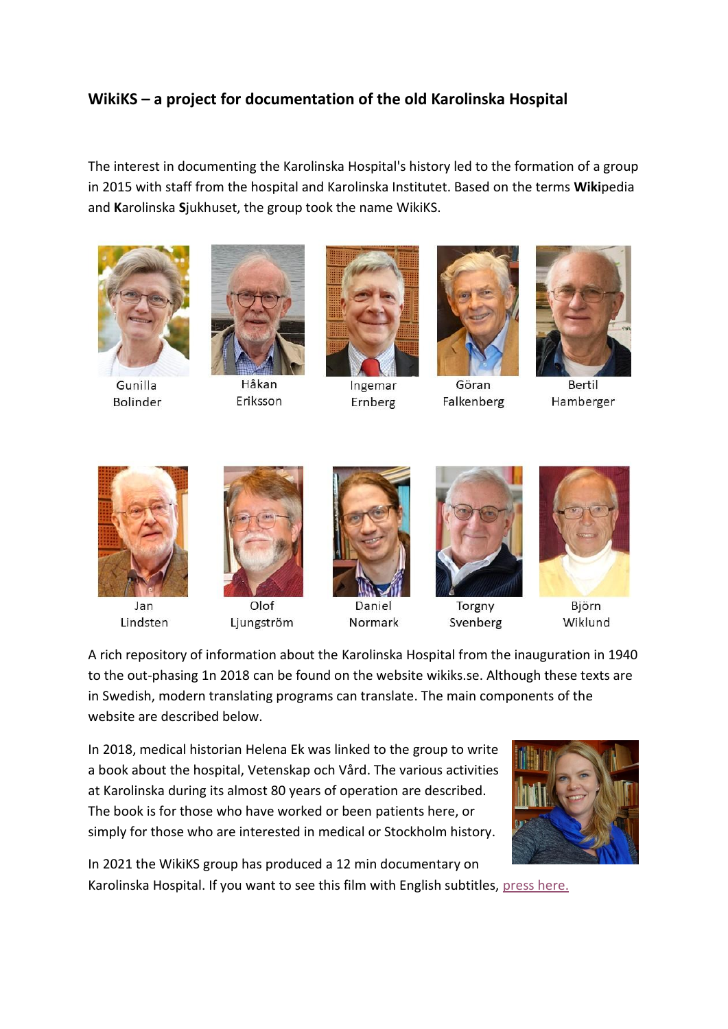## WikiKS – a project for documentation of the old Karolinska Hospital

The interest in documenting the Karolinska Hospital's history led to the formation of a group in 2015 with staff from the hospital and Karolinska Institutet. Based on the terms **Wiki**pedia and **K**arolinska **S**jukhuset, the group took the name WikiKS.

Gunilla Bolinder

Håkan Eriksson

Ingemar Ernberg

Göran Falkenberg

Bertil Hamberger

Jan Lindsten

Olof Ljungström

Daniel Normark

Torgny Svenberg

Björn Wiklund

A rich repository of information about the Karolinska Hospital from the inauguration in 1940 to the out-phasing 1n 2018 can be found on the website wikiks.se. Although these texts are in Swedish, modern translating programs can translate. The main components of the website are described below.

In 2018, medical historian Helena Ek was linked to the group to write a book about the hospital, Vetenskap och Vård. The various activities at Karolinska during its almost 80 years of operation are described. The book is for those who have worked or been patients here, or simply for those who are interested in medical or Stockholm history.

In 2021 the WikiKS group has produced a 12 min documentary on Karolinska Hospital. If you want to see this film with English subtitles, press here.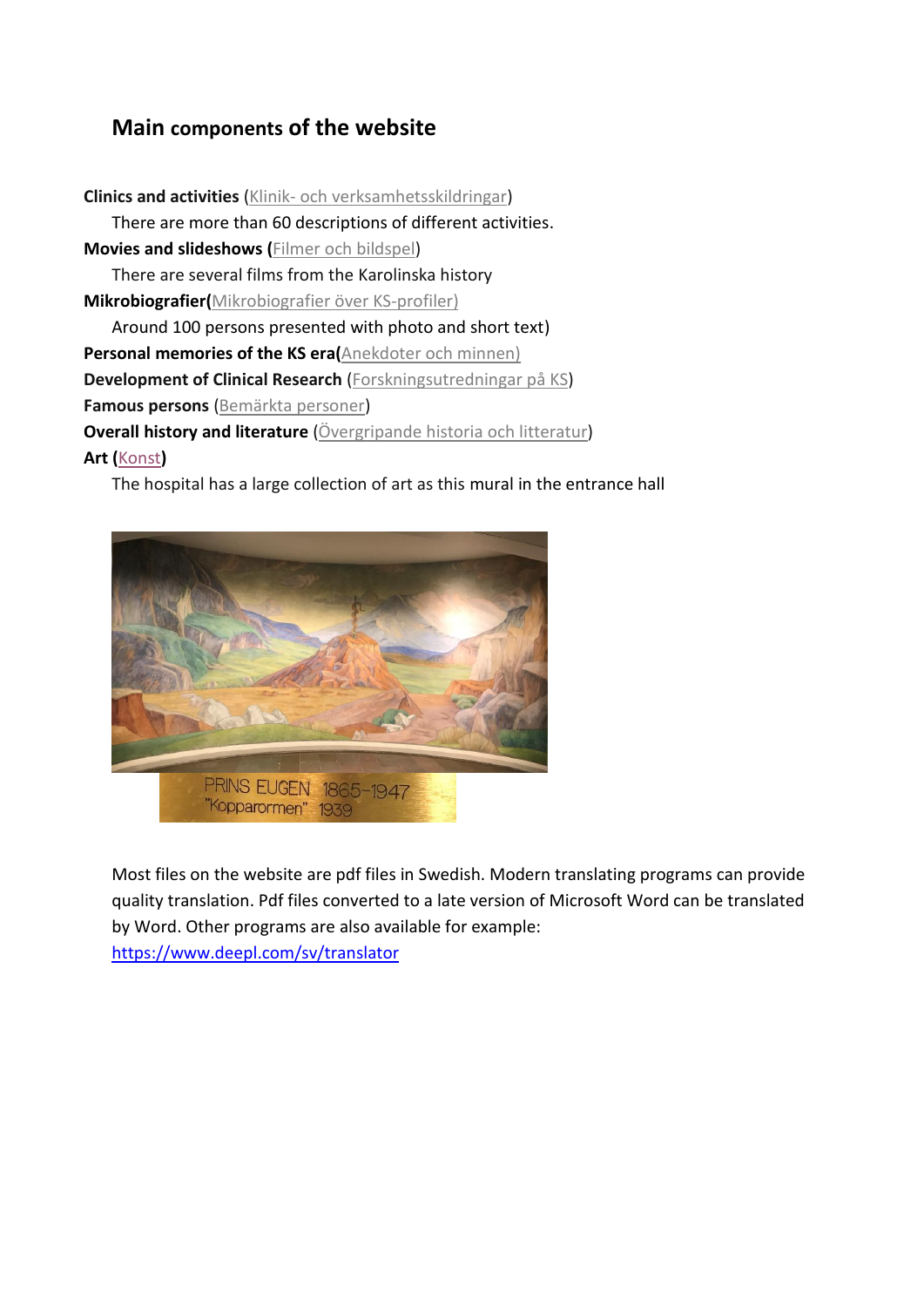## Main components of the website

**Clinics and activities** (Klinik- och verksamhetsskildringar)

There are more than 60 descriptions of different activities.

**Movies and slideshows (**Filmer och bildspel)

There are several films from the Karolinska history

**Mikrobiografier(**Mikrobiografier över KS-profiler)

Around 100 persons presented with photo and short text)

**Personal memories of the KS era(**Anekdoter och minnen)

**Development of Clinical Research** (Forskningsutredningar på KS)

**Famous persons** (Bemärkta personer)

**Overall history and literature** (Övergripande historia och litteratur)

**Art (**Konst**)**

The hospital has a large collection of art as this mural in the entrance hall

Most files on the website are pdf files in Swedish. Modern translating programs can provide quality translation. Pdf files converted to a late version of Microsoft Word can be translated by Word. Other programs are also available for example:
https://www.deepl.com/sv/translator